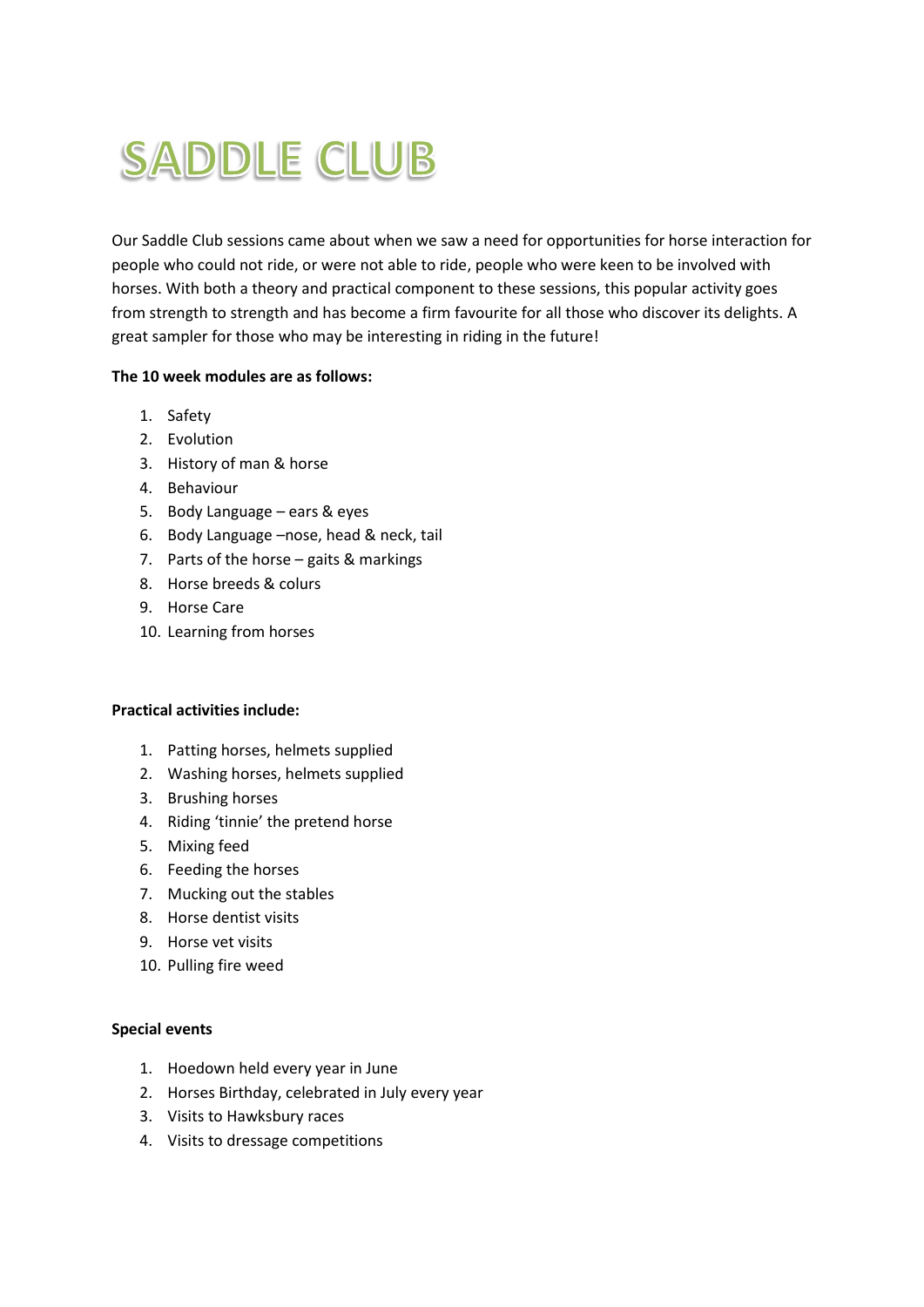# SADDLE CLUB

Our Saddle Club sessions came about when we saw a need for opportunities for horse interaction for people who could not ride, or were not able to ride, people who were keen to be involved with horses. With both a theory and practical component to these sessions, this popular activity goes from strength to strength and has become a firm favourite for all those who discover its delights. A great sampler for those who may be interesting in riding in the future!

**The 10 week modules are as follows:**

1. Safety
2. Evolution
3. History of man & horse
4. Behaviour
5. Body Language – ears & eyes
6. Body Language –nose, head & neck, tail
7. Parts of the horse – gaits & markings
8. Horse breeds & colurs
9. Horse Care
10. Learning from horses

**Practical activities include:**

1. Patting horses, helmets supplied
2. Washing horses, helmets supplied
3. Brushing horses
4. Riding 'tinnie' the pretend horse
5. Mixing feed
6. Feeding the horses
7. Mucking out the stables
8. Horse dentist visits
9. Horse vet visits
10. Pulling fire weed

**Special events**

1. Hoedown held every year in June
2. Horses Birthday, celebrated in July every year
3. Visits to Hawksbury races
4. Visits to dressage competitions